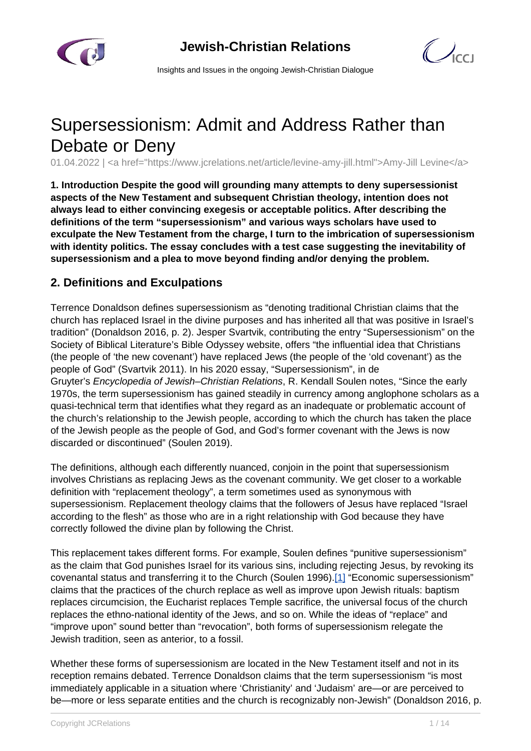# Supersessionism: Admit and Address Rather than Debate or Deny

01.04.2022 | <a href="https://www.jcrelations.net/article/levine-amy-jill.html">Amy-Jill Levine</a>

**1. Introduction Despite the good will grounding many attempts to deny supersessionist aspects of the New Testament and subsequent Christian theology, intention does not always lead to either convincing exegesis or acceptable politics. After describing the definitions of the term "supersessionism" and various ways scholars have used to exculpate the New Testament from the charge, I turn to the imbrication of supersessionism with identity politics. The essay concludes with a test case suggesting the inevitability of supersessionism and a plea to move beyond finding and/or denying the problem.**

## 2. Definitions and Exculpations

Terrence Donaldson defines supersessionism as "denoting traditional Christian claims that the church has replaced Israel in the divine purposes and has inherited all that was positive in Israel's tradition" (Donaldson 2016, p. 2). Jesper Svartvik, contributing the entry "Supersessionism" on the Society of Biblical Literature's Bible Odyssey website, offers "the influential idea that Christians (the people of 'the new covenant') have replaced Jews (the people of the 'old covenant') as the people of God" (Svartvik 2011). In his 2020 essay, "Supersessionism", in de Gruyter's *Encyclopedia of Jewish–Christian Relations*, R. Kendall Soulen notes, "Since the early 1970s, the term supersessionism has gained steadily in currency among anglophone scholars as a quasi-technical term that identifies what they regard as an inadequate or problematic account of the church's relationship to the Jewish people, according to which the church has taken the place of the Jewish people as the people of God, and God's former covenant with the Jews is now discarded or discontinued" (Soulen 2019).

The definitions, although each differently nuanced, conjoin in the point that supersessionism involves Christians as replacing Jews as the covenant community. We get closer to a workable definition with "replacement theology", a term sometimes used as synonymous with supersessionism. Replacement theology claims that the followers of Jesus have replaced "Israel according to the flesh" as those who are in a right relationship with God because they have correctly followed the divine plan by following the Christ.

This replacement takes different forms. For example, Soulen defines "punitive supersessionism" as the claim that God punishes Israel for its various sins, including rejecting Jesus, by revoking its covenantal status and transferring it to the Church (Soulen 1996).[1] "Economic supersessionism" claims that the practices of the church replace as well as improve upon Jewish rituals: baptism replaces circumcision, the Eucharist replaces Temple sacrifice, the universal focus of the church replaces the ethno-national identity of the Jews, and so on. While the ideas of "replace" and "improve upon" sound better than "revocation", both forms of supersessionism relegate the Jewish tradition, seen as anterior, to a fossil.

Whether these forms of supersessionism are located in the New Testament itself and not in its reception remains debated. Terrence Donaldson claims that the term supersessionism "is most immediately applicable in a situation where 'Christianity' and 'Judaism' are—or are perceived to be—more or less separate entities and the church is recognizably non-Jewish" (Donaldson 2016, p.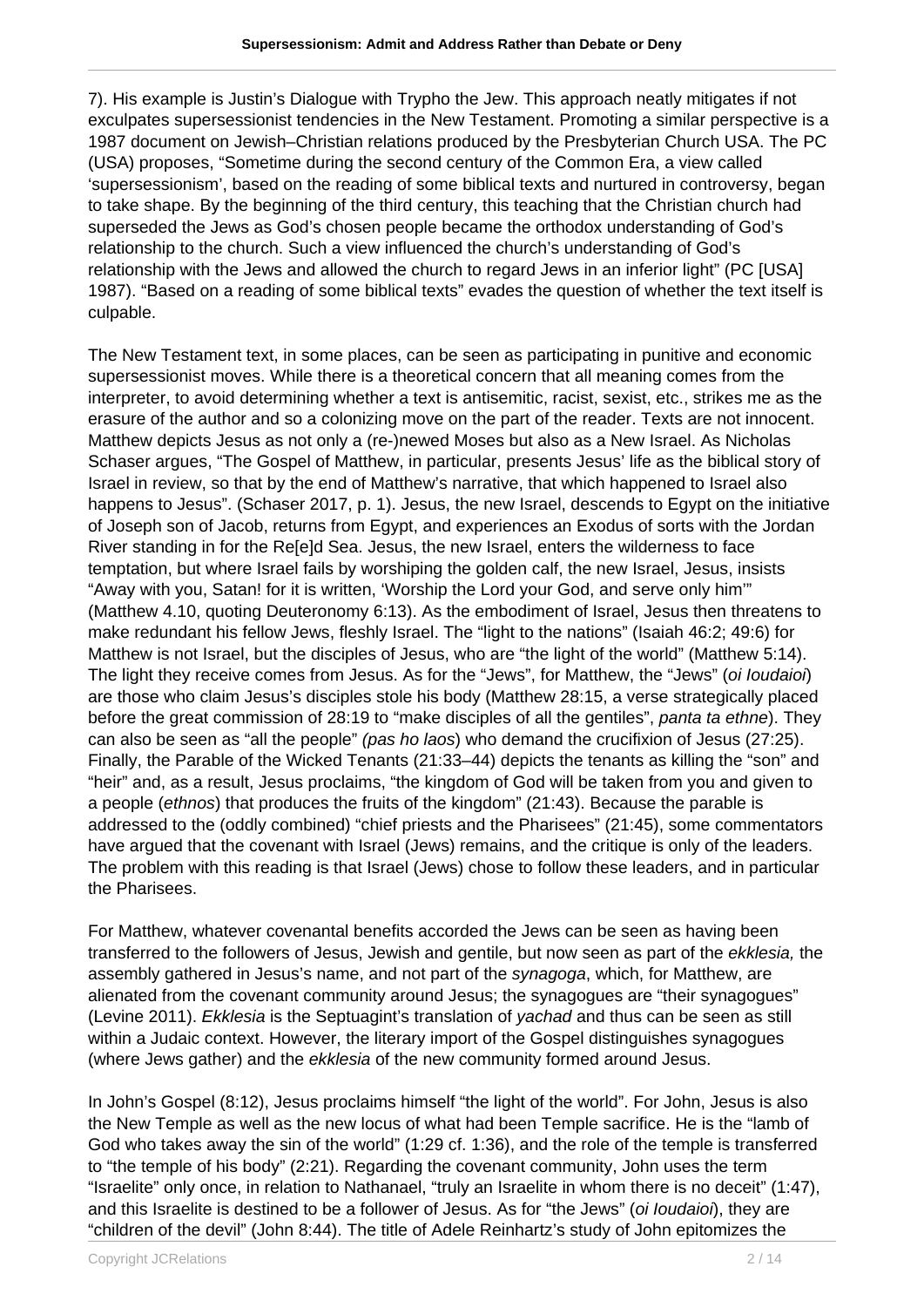7). His example is Justin's Dialogue with Trypho the Jew. This approach neatly mitigates if not exculpates supersessionist tendencies in the New Testament. Promoting a similar perspective is a 1987 document on Jewish–Christian relations produced by the Presbyterian Church USA. The PC (USA) proposes, "Sometime during the second century of the Common Era, a view called 'supersessionism', based on the reading of some biblical texts and nurtured in controversy, began to take shape. By the beginning of the third century, this teaching that the Christian church had superseded the Jews as God's chosen people became the orthodox understanding of God's relationship to the church. Such a view influenced the church's understanding of God's relationship with the Jews and allowed the church to regard Jews in an inferior light" (PC [USA] 1987). "Based on a reading of some biblical texts" evades the question of whether the text itself is culpable.

The New Testament text, in some places, can be seen as participating in punitive and economic supersessionist moves. While there is a theoretical concern that all meaning comes from the interpreter, to avoid determining whether a text is antisemitic, racist, sexist, etc., strikes me as the erasure of the author and so a colonizing move on the part of the reader. Texts are not innocent. Matthew depicts Jesus as not only a (re-)newed Moses but also as a New Israel. As Nicholas Schaser argues, "The Gospel of Matthew, in particular, presents Jesus' life as the biblical story of Israel in review, so that by the end of Matthew's narrative, that which happened to Israel also happens to Jesus". (Schaser 2017, p. 1). Jesus, the new Israel, descends to Egypt on the initiative of Joseph son of Jacob, returns from Egypt, and experiences an Exodus of sorts with the Jordan River standing in for the Re[e]d Sea. Jesus, the new Israel, enters the wilderness to face temptation, but where Israel fails by worshiping the golden calf, the new Israel, Jesus, insists "Away with you, Satan! for it is written, 'Worship the Lord your God, and serve only him'" (Matthew 4.10, quoting Deuteronomy 6:13). As the embodiment of Israel, Jesus then threatens to make redundant his fellow Jews, fleshly Israel. The "light to the nations" (Isaiah 46:2; 49:6) for Matthew is not Israel, but the disciples of Jesus, who are "the light of the world" (Matthew 5:14). The light they receive comes from Jesus. As for the "Jews", for Matthew, the "Jews" (*oi Ioudaioi*) are those who claim Jesus's disciples stole his body (Matthew 28:15, a verse strategically placed before the great commission of 28:19 to "make disciples of all the gentiles", *panta ta ethne*). They can also be seen as "all the people" *(pas ho laos*) who demand the crucifixion of Jesus (27:25). Finally, the Parable of the Wicked Tenants (21:33–44) depicts the tenants as killing the "son" and "heir" and, as a result, Jesus proclaims, "the kingdom of God will be taken from you and given to a people (*ethnos*) that produces the fruits of the kingdom" (21:43). Because the parable is addressed to the (oddly combined) "chief priests and the Pharisees" (21:45), some commentators have argued that the covenant with Israel (Jews) remains, and the critique is only of the leaders. The problem with this reading is that Israel (Jews) chose to follow these leaders, and in particular the Pharisees.

For Matthew, whatever covenantal benefits accorded the Jews can be seen as having been transferred to the followers of Jesus, Jewish and gentile, but now seen as part of the *ekklesia,* the assembly gathered in Jesus's name, and not part of the *synagoga*, which, for Matthew, are alienated from the covenant community around Jesus; the synagogues are "their synagogues" (Levine 2011). *Ekklesia* is the Septuagint's translation of *yachad* and thus can be seen as still within a Judaic context. However, the literary import of the Gospel distinguishes synagogues (where Jews gather) and the *ekklesia* of the new community formed around Jesus.

In John's Gospel (8:12), Jesus proclaims himself "the light of the world". For John, Jesus is also the New Temple as well as the new locus of what had been Temple sacrifice. He is the "lamb of God who takes away the sin of the world" (1:29 cf. 1:36), and the role of the temple is transferred to "the temple of his body" (2:21). Regarding the covenant community, John uses the term "Israelite" only once, in relation to Nathanael, "truly an Israelite in whom there is no deceit" (1:47), and this Israelite is destined to be a follower of Jesus. As for "the Jews" (*oi Ioudaioi*), they are "children of the devil" (John 8:44). The title of Adele Reinhartz's study of John epitomizes the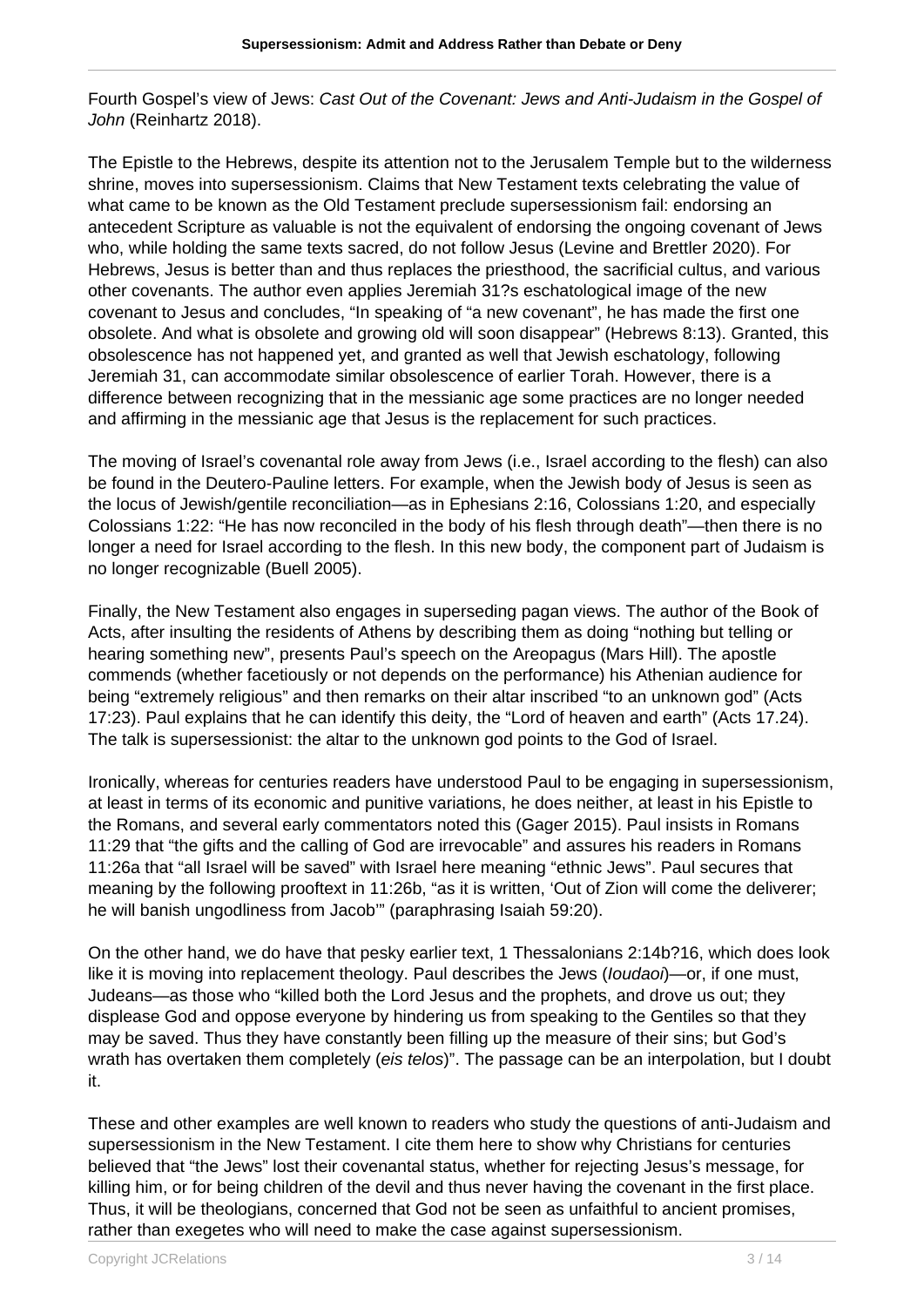Fourth Gospel's view of Jews: *Cast Out of the Covenant: Jews and Anti-Judaism in the Gospel of John* (Reinhartz 2018).

The Epistle to the Hebrews, despite its attention not to the Jerusalem Temple but to the wilderness shrine, moves into supersessionism. Claims that New Testament texts celebrating the value of what came to be known as the Old Testament preclude supersessionism fail: endorsing an antecedent Scripture as valuable is not the equivalent of endorsing the ongoing covenant of Jews who, while holding the same texts sacred, do not follow Jesus (Levine and Brettler 2020). For Hebrews, Jesus is better than and thus replaces the priesthood, the sacrificial cultus, and various other covenants. The author even applies Jeremiah 31?s eschatological image of the new covenant to Jesus and concludes, "In speaking of "a new covenant", he has made the first one obsolete. And what is obsolete and growing old will soon disappear" (Hebrews 8:13). Granted, this obsolescence has not happened yet, and granted as well that Jewish eschatology, following Jeremiah 31, can accommodate similar obsolescence of earlier Torah. However, there is a difference between recognizing that in the messianic age some practices are no longer needed and affirming in the messianic age that Jesus is the replacement for such practices.

The moving of Israel's covenantal role away from Jews (i.e., Israel according to the flesh) can also be found in the Deutero-Pauline letters. For example, when the Jewish body of Jesus is seen as the locus of Jewish/gentile reconciliation—as in Ephesians 2:16, Colossians 1:20, and especially Colossians 1:22: "He has now reconciled in the body of his flesh through death"—then there is no longer a need for Israel according to the flesh. In this new body, the component part of Judaism is no longer recognizable (Buell 2005).

Finally, the New Testament also engages in superseding pagan views. The author of the Book of Acts, after insulting the residents of Athens by describing them as doing "nothing but telling or hearing something new", presents Paul's speech on the Areopagus (Mars Hill). The apostle commends (whether facetiously or not depends on the performance) his Athenian audience for being "extremely religious" and then remarks on their altar inscribed "to an unknown god" (Acts 17:23). Paul explains that he can identify this deity, the "Lord of heaven and earth" (Acts 17.24). The talk is supersessionist: the altar to the unknown god points to the God of Israel.

Ironically, whereas for centuries readers have understood Paul to be engaging in supersessionism, at least in terms of its economic and punitive variations, he does neither, at least in his Epistle to the Romans, and several early commentators noted this (Gager 2015). Paul insists in Romans 11:29 that "the gifts and the calling of God are irrevocable" and assures his readers in Romans 11:26a that "all Israel will be saved" with Israel here meaning "ethnic Jews". Paul secures that meaning by the following prooftext in 11:26b, "as it is written, 'Out of Zion will come the deliverer; he will banish ungodliness from Jacob'" (paraphrasing Isaiah 59:20).

On the other hand, we do have that pesky earlier text, 1 Thessalonians 2:14b?16, which does look like it is moving into replacement theology. Paul describes the Jews (*Ioudaoi*)—or, if one must, Judeans—as those who "killed both the Lord Jesus and the prophets, and drove us out; they displease God and oppose everyone by hindering us from speaking to the Gentiles so that they may be saved. Thus they have constantly been filling up the measure of their sins; but God's wrath has overtaken them completely (*eis telos*)". The passage can be an interpolation, but I doubt it.

These and other examples are well known to readers who study the questions of anti-Judaism and supersessionism in the New Testament. I cite them here to show why Christians for centuries believed that "the Jews" lost their covenantal status, whether for rejecting Jesus's message, for killing him, or for being children of the devil and thus never having the covenant in the first place. Thus, it will be theologians, concerned that God not be seen as unfaithful to ancient promises, rather than exegetes who will need to make the case against supersessionism.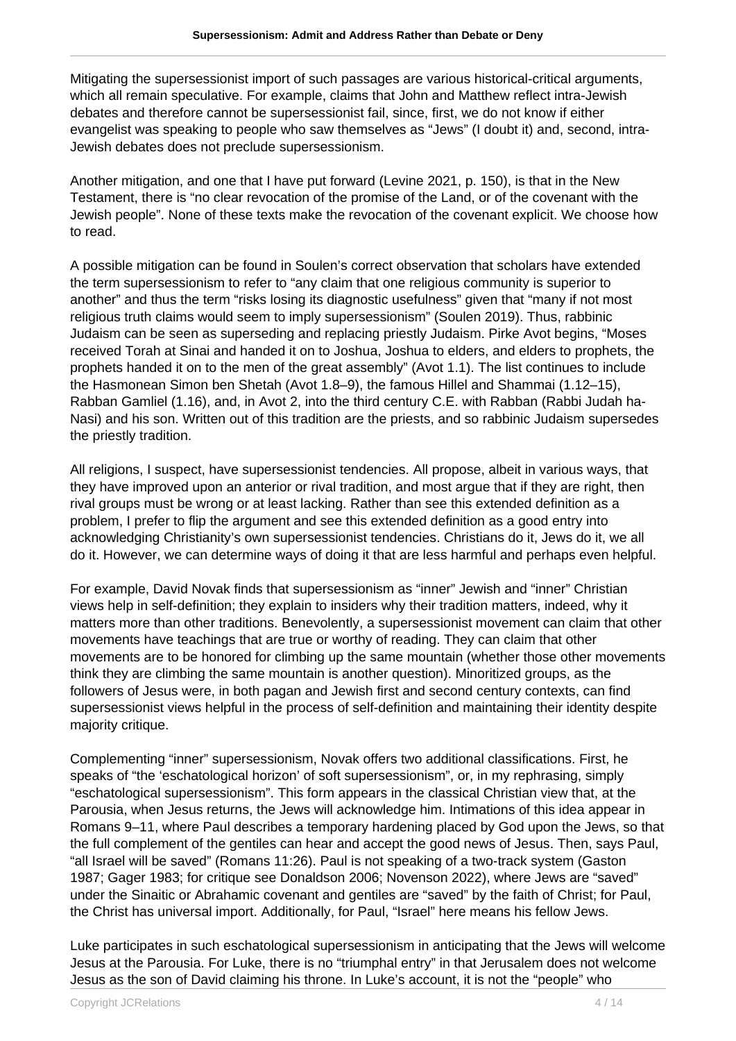Mitigating the supersessionist import of such passages are various historical-critical arguments, which all remain speculative. For example, claims that John and Matthew reflect intra-Jewish debates and therefore cannot be supersessionist fail, since, first, we do not know if either evangelist was speaking to people who saw themselves as “Jews” (I doubt it) and, second, intra-Jewish debates does not preclude supersessionism.

Another mitigation, and one that I have put forward (Levine 2021, p. 150), is that in the New Testament, there is “no clear revocation of the promise of the Land, or of the covenant with the Jewish people”. None of these texts make the revocation of the covenant explicit. We choose how to read.

A possible mitigation can be found in Soulen’s correct observation that scholars have extended the term supersessionism to refer to “any claim that one religious community is superior to another” and thus the term “risks losing its diagnostic usefulness” given that “many if not most religious truth claims would seem to imply supersessionism” (Soulen 2019). Thus, rabbinic Judaism can be seen as superseding and replacing priestly Judaism. Pirke Avot begins, “Moses received Torah at Sinai and handed it on to Joshua, Joshua to elders, and elders to prophets, the prophets handed it on to the men of the great assembly” (Avot 1.1). The list continues to include the Hasmonean Simon ben Shetah (Avot 1.8–9), the famous Hillel and Shammai (1.12–15), Rabban Gamliel (1.16), and, in Avot 2, into the third century C.E. with Rabban (Rabbi Judah ha-Nasi) and his son. Written out of this tradition are the priests, and so rabbinic Judaism supersedes the priestly tradition.

All religions, I suspect, have supersessionist tendencies. All propose, albeit in various ways, that they have improved upon an anterior or rival tradition, and most argue that if they are right, then rival groups must be wrong or at least lacking. Rather than see this extended definition as a problem, I prefer to flip the argument and see this extended definition as a good entry into acknowledging Christianity’s own supersessionist tendencies. Christians do it, Jews do it, we all do it. However, we can determine ways of doing it that are less harmful and perhaps even helpful.

For example, David Novak finds that supersessionism as “inner” Jewish and “inner” Christian views help in self-definition; they explain to insiders why their tradition matters, indeed, why it matters more than other traditions. Benevolently, a supersessionist movement can claim that other movements have teachings that are true or worthy of reading. They can claim that other movements are to be honored for climbing up the same mountain (whether those other movements think they are climbing the same mountain is another question). Minoritized groups, as the followers of Jesus were, in both pagan and Jewish first and second century contexts, can find supersessionist views helpful in the process of self-definition and maintaining their identity despite majority critique.

Complementing “inner” supersessionism, Novak offers two additional classifications. First, he speaks of “the ‘eschatological horizon’ of soft supersessionism”, or, in my rephrasing, simply “eschatological supersessionism”. This form appears in the classical Christian view that, at the Parousia, when Jesus returns, the Jews will acknowledge him. Intimations of this idea appear in Romans 9–11, where Paul describes a temporary hardening placed by God upon the Jews, so that the full complement of the gentiles can hear and accept the good news of Jesus. Then, says Paul, “all Israel will be saved” (Romans 11:26). Paul is not speaking of a two-track system (Gaston 1987; Gager 1983; for critique see Donaldson 2006; Novenson 2022), where Jews are “saved” under the Sinaitic or Abrahamic covenant and gentiles are “saved” by the faith of Christ; for Paul, the Christ has universal import. Additionally, for Paul, “Israel” here means his fellow Jews.

Luke participates in such eschatological supersessionism in anticipating that the Jews will welcome Jesus at the Parousia. For Luke, there is no “triumphal entry” in that Jerusalem does not welcome Jesus as the son of David claiming his throne. In Luke’s account, it is not the “people” who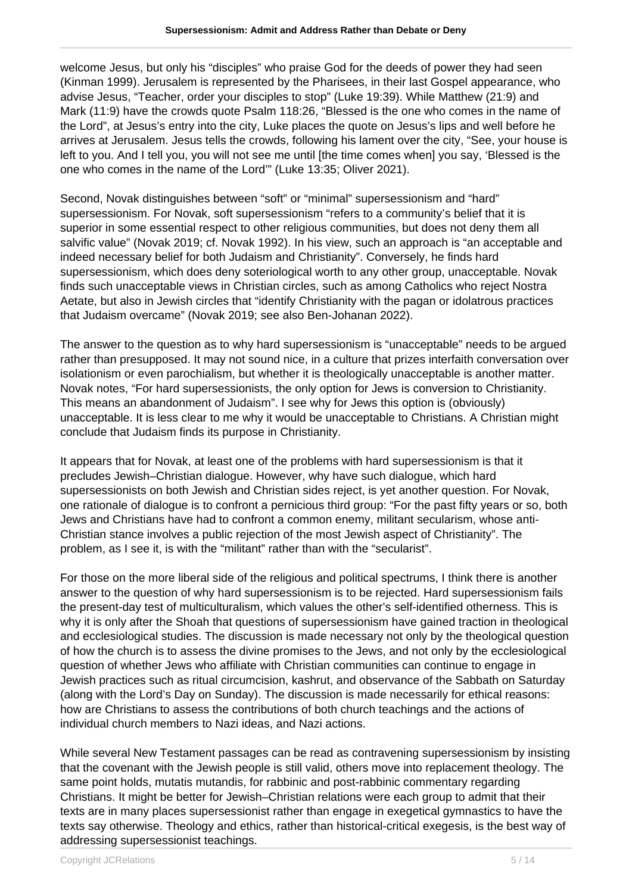welcome Jesus, but only his “disciples” who praise God for the deeds of power they had seen (Kinman 1999). Jerusalem is represented by the Pharisees, in their last Gospel appearance, who advise Jesus, “Teacher, order your disciples to stop” (Luke 19:39). While Matthew (21:9) and Mark (11:9) have the crowds quote Psalm 118:26, “Blessed is the one who comes in the name of the Lord”, at Jesus’s entry into the city, Luke places the quote on Jesus’s lips and well before he arrives at Jerusalem. Jesus tells the crowds, following his lament over the city, “See, your house is left to you. And I tell you, you will not see me until [the time comes when] you say, ‘Blessed is the one who comes in the name of the Lord’” (Luke 13:35; Oliver 2021).

Second, Novak distinguishes between “soft” or “minimal” supersessionism and “hard” supersessionism. For Novak, soft supersessionism “refers to a community’s belief that it is superior in some essential respect to other religious communities, but does not deny them all salvific value” (Novak 2019; cf. Novak 1992). In his view, such an approach is “an acceptable and indeed necessary belief for both Judaism and Christianity”. Conversely, he finds hard supersessionism, which does deny soteriological worth to any other group, unacceptable. Novak finds such unacceptable views in Christian circles, such as among Catholics who reject Nostra Aetate, but also in Jewish circles that “identify Christianity with the pagan or idolatrous practices that Judaism overcame” (Novak 2019; see also Ben-Johanan 2022).

The answer to the question as to why hard supersessionism is “unacceptable” needs to be argued rather than presupposed. It may not sound nice, in a culture that prizes interfaith conversation over isolationism or even parochialism, but whether it is theologically unacceptable is another matter. Novak notes, “For hard supersessionists, the only option for Jews is conversion to Christianity. This means an abandonment of Judaism”. I see why for Jews this option is (obviously) unacceptable. It is less clear to me why it would be unacceptable to Christians. A Christian might conclude that Judaism finds its purpose in Christianity.

It appears that for Novak, at least one of the problems with hard supersessionism is that it precludes Jewish–Christian dialogue. However, why have such dialogue, which hard supersessionists on both Jewish and Christian sides reject, is yet another question. For Novak, one rationale of dialogue is to confront a pernicious third group: “For the past fifty years or so, both Jews and Christians have had to confront a common enemy, militant secularism, whose anti-Christian stance involves a public rejection of the most Jewish aspect of Christianity”. The problem, as I see it, is with the “militant” rather than with the “secularist”.

For those on the more liberal side of the religious and political spectrums, I think there is another answer to the question of why hard supersessionism is to be rejected. Hard supersessionism fails the present-day test of multiculturalism, which values the other’s self-identified otherness. This is why it is only after the Shoah that questions of supersessionism have gained traction in theological and ecclesiological studies. The discussion is made necessary not only by the theological question of how the church is to assess the divine promises to the Jews, and not only by the ecclesiological question of whether Jews who affiliate with Christian communities can continue to engage in Jewish practices such as ritual circumcision, kashrut, and observance of the Sabbath on Saturday (along with the Lord’s Day on Sunday). The discussion is made necessarily for ethical reasons: how are Christians to assess the contributions of both church teachings and the actions of individual church members to Nazi ideas, and Nazi actions.

While several New Testament passages can be read as contravening supersessionism by insisting that the covenant with the Jewish people is still valid, others move into replacement theology. The same point holds, mutatis mutandis, for rabbinic and post-rabbinic commentary regarding Christians. It might be better for Jewish–Christian relations were each group to admit that their texts are in many places supersessionist rather than engage in exegetical gymnastics to have the texts say otherwise. Theology and ethics, rather than historical-critical exegesis, is the best way of addressing supersessionist teachings.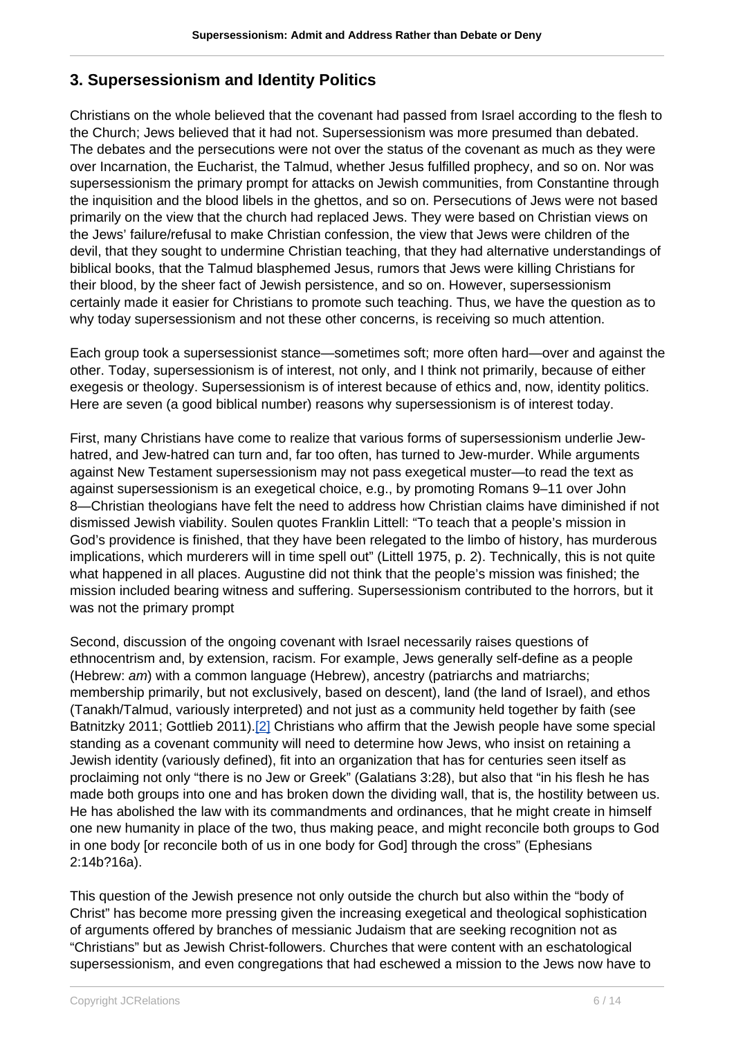## 3. Supersessionism and Identity Politics

Christians on the whole believed that the covenant had passed from Israel according to the flesh to the Church; Jews believed that it had not. Supersessionism was more presumed than debated. The debates and the persecutions were not over the status of the covenant as much as they were over Incarnation, the Eucharist, the Talmud, whether Jesus fulfilled prophecy, and so on. Nor was supersessionism the primary prompt for attacks on Jewish communities, from Constantine through the inquisition and the blood libels in the ghettos, and so on. Persecutions of Jews were not based primarily on the view that the church had replaced Jews. They were based on Christian views on the Jews' failure/refusal to make Christian confession, the view that Jews were children of the devil, that they sought to undermine Christian teaching, that they had alternative understandings of biblical books, that the Talmud blasphemed Jesus, rumors that Jews were killing Christians for their blood, by the sheer fact of Jewish persistence, and so on. However, supersessionism certainly made it easier for Christians to promote such teaching. Thus, we have the question as to why today supersessionism and not these other concerns, is receiving so much attention.

Each group took a supersessionist stance—sometimes soft; more often hard—over and against the other. Today, supersessionism is of interest, not only, and I think not primarily, because of either exegesis or theology. Supersessionism is of interest because of ethics and, now, identity politics. Here are seven (a good biblical number) reasons why supersessionism is of interest today.

First, many Christians have come to realize that various forms of supersessionism underlie Jew-hatred, and Jew-hatred can turn and, far too often, has turned to Jew-murder. While arguments against New Testament supersessionism may not pass exegetical muster—to read the text as against supersessionism is an exegetical choice, e.g., by promoting Romans 9–11 over John 8—Christian theologians have felt the need to address how Christian claims have diminished if not dismissed Jewish viability. Soulen quotes Franklin Littell: "To teach that a people's mission in God's providence is finished, that they have been relegated to the limbo of history, has murderous implications, which murderers will in time spell out" (Littell 1975, p. 2). Technically, this is not quite what happened in all places. Augustine did not think that the people's mission was finished; the mission included bearing witness and suffering. Supersessionism contributed to the horrors, but it was not the primary prompt

Second, discussion of the ongoing covenant with Israel necessarily raises questions of ethnocentrism and, by extension, racism. For example, Jews generally self-define as a people (Hebrew: *am*) with a common language (Hebrew), ancestry (patriarchs and matriarchs; membership primarily, but not exclusively, based on descent), land (the land of Israel), and ethos (Tanakh/Talmud, variously interpreted) and not just as a community held together by faith (see Batnitzky 2011; Gottlieb 2011).[2] Christians who affirm that the Jewish people have some special standing as a covenant community will need to determine how Jews, who insist on retaining a Jewish identity (variously defined), fit into an organization that has for centuries seen itself as proclaiming not only "there is no Jew or Greek" (Galatians 3:28), but also that "in his flesh he has made both groups into one and has broken down the dividing wall, that is, the hostility between us. He has abolished the law with its commandments and ordinances, that he might create in himself one new humanity in place of the two, thus making peace, and might reconcile both groups to God in one body [or reconcile both of us in one body for God] through the cross" (Ephesians 2:14b?16a).

This question of the Jewish presence not only outside the church but also within the "body of Christ" has become more pressing given the increasing exegetical and theological sophistication of arguments offered by branches of messianic Judaism that are seeking recognition not as "Christians" but as Jewish Christ-followers. Churches that were content with an eschatological supersessionism, and even congregations that had eschewed a mission to the Jews now have to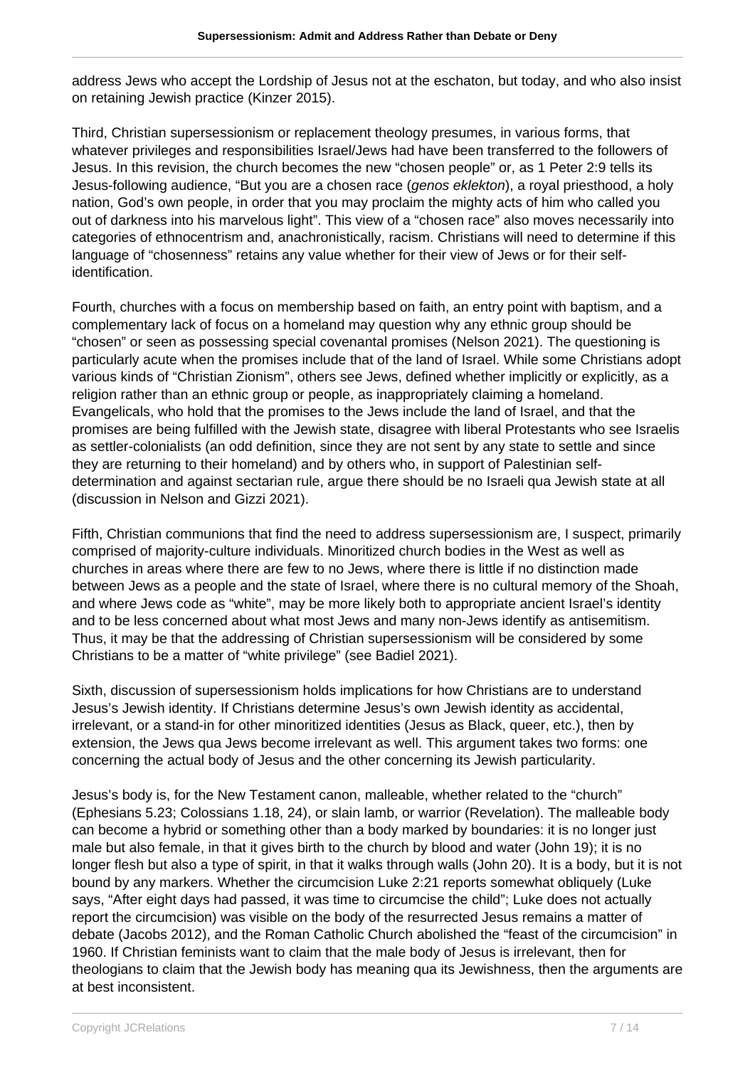address Jews who accept the Lordship of Jesus not at the eschaton, but today, and who also insist on retaining Jewish practice (Kinzer 2015).

Third, Christian supersessionism or replacement theology presumes, in various forms, that whatever privileges and responsibilities Israel/Jews had have been transferred to the followers of Jesus. In this revision, the church becomes the new "chosen people" or, as 1 Peter 2:9 tells its Jesus-following audience, "But you are a chosen race (*genos eklekton*), a royal priesthood, a holy nation, God's own people, in order that you may proclaim the mighty acts of him who called you out of darkness into his marvelous light". This view of a "chosen race" also moves necessarily into categories of ethnocentrism and, anachronistically, racism. Christians will need to determine if this language of "chosenness" retains any value whether for their view of Jews or for their self-identification.

Fourth, churches with a focus on membership based on faith, an entry point with baptism, and a complementary lack of focus on a homeland may question why any ethnic group should be "chosen" or seen as possessing special covenantal promises (Nelson 2021). The questioning is particularly acute when the promises include that of the land of Israel. While some Christians adopt various kinds of "Christian Zionism", others see Jews, defined whether implicitly or explicitly, as a religion rather than an ethnic group or people, as inappropriately claiming a homeland. Evangelicals, who hold that the promises to the Jews include the land of Israel, and that the promises are being fulfilled with the Jewish state, disagree with liberal Protestants who see Israelis as settler-colonialists (an odd definition, since they are not sent by any state to settle and since they are returning to their homeland) and by others who, in support of Palestinian self-determination and against sectarian rule, argue there should be no Israeli qua Jewish state at all (discussion in Nelson and Gizzi 2021).

Fifth, Christian communions that find the need to address supersessionism are, I suspect, primarily comprised of majority-culture individuals. Minoritized church bodies in the West as well as churches in areas where there are few to no Jews, where there is little if no distinction made between Jews as a people and the state of Israel, where there is no cultural memory of the Shoah, and where Jews code as "white", may be more likely both to appropriate ancient Israel's identity and to be less concerned about what most Jews and many non-Jews identify as antisemitism. Thus, it may be that the addressing of Christian supersessionism will be considered by some Christians to be a matter of "white privilege" (see Badiel 2021).

Sixth, discussion of supersessionism holds implications for how Christians are to understand Jesus's Jewish identity. If Christians determine Jesus's own Jewish identity as accidental, irrelevant, or a stand-in for other minoritized identities (Jesus as Black, queer, etc.), then by extension, the Jews qua Jews become irrelevant as well. This argument takes two forms: one concerning the actual body of Jesus and the other concerning its Jewish particularity.

Jesus's body is, for the New Testament canon, malleable, whether related to the "church" (Ephesians 5.23; Colossians 1.18, 24), or slain lamb, or warrior (Revelation). The malleable body can become a hybrid or something other than a body marked by boundaries: it is no longer just male but also female, in that it gives birth to the church by blood and water (John 19); it is no longer flesh but also a type of spirit, in that it walks through walls (John 20). It is a body, but it is not bound by any markers. Whether the circumcision Luke 2:21 reports somewhat obliquely (Luke says, "After eight days had passed, it was time to circumcise the child"; Luke does not actually report the circumcision) was visible on the body of the resurrected Jesus remains a matter of debate (Jacobs 2012), and the Roman Catholic Church abolished the "feast of the circumcision" in 1960. If Christian feminists want to claim that the male body of Jesus is irrelevant, then for theologians to claim that the Jewish body has meaning qua its Jewishness, then the arguments are at best inconsistent.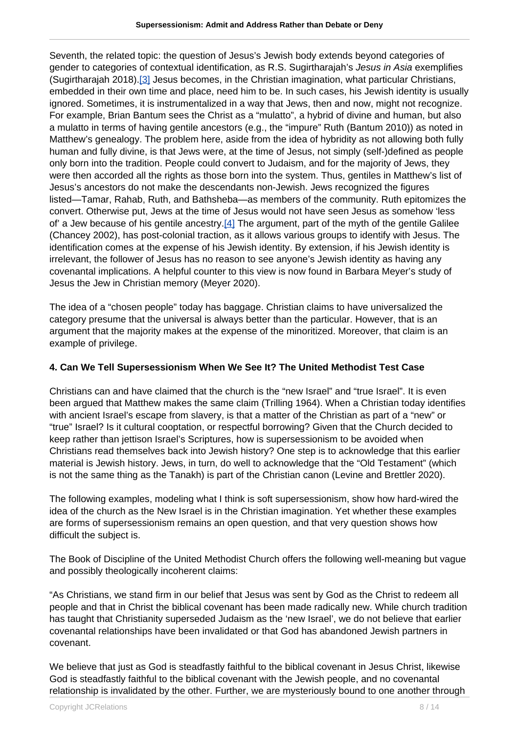Seventh, the related topic: the question of Jesus's Jewish body extends beyond categories of gender to categories of contextual identification, as R.S. Sugirtharajah's *Jesus in Asia* exemplifies (Sugirtharajah 2018).[3] Jesus becomes, in the Christian imagination, what particular Christians, embedded in their own time and place, need him to be. In such cases, his Jewish identity is usually ignored. Sometimes, it is instrumentalized in a way that Jews, then and now, might not recognize. For example, Brian Bantum sees the Christ as a "mulatto", a hybrid of divine and human, but also a mulatto in terms of having gentile ancestors (e.g., the "impure" Ruth (Bantum 2010)) as noted in Matthew's genealogy. The problem here, aside from the idea of hybridity as not allowing both fully human and fully divine, is that Jews were, at the time of Jesus, not simply (self-)defined as people only born into the tradition. People could convert to Judaism, and for the majority of Jews, they were then accorded all the rights as those born into the system. Thus, gentiles in Matthew's list of Jesus's ancestors do not make the descendants non-Jewish. Jews recognized the figures listed—Tamar, Rahab, Ruth, and Bathsheba—as members of the community. Ruth epitomizes the convert. Otherwise put, Jews at the time of Jesus would not have seen Jesus as somehow 'less of' a Jew because of his gentile ancestry.[4] The argument, part of the myth of the gentile Galilee (Chancey 2002), has post-colonial traction, as it allows various groups to identify with Jesus. The identification comes at the expense of his Jewish identity. By extension, if his Jewish identity is irrelevant, the follower of Jesus has no reason to see anyone's Jewish identity as having any covenantal implications. A helpful counter to this view is now found in Barbara Meyer's study of Jesus the Jew in Christian memory (Meyer 2020).

The idea of a "chosen people" today has baggage. Christian claims to have universalized the category presume that the universal is always better than the particular. However, that is an argument that the majority makes at the expense of the minoritized. Moreover, that claim is an example of privilege.

### 4. Can We Tell Supersessionism When We See It? The United Methodist Test Case

Christians can and have claimed that the church is the "new Israel" and "true Israel". It is even been argued that Matthew makes the same claim (Trilling 1964). When a Christian today identifies with ancient Israel's escape from slavery, is that a matter of the Christian as part of a "new" or "true" Israel? Is it cultural cooptation, or respectful borrowing? Given that the Church decided to keep rather than jettison Israel's Scriptures, how is supersessionism to be avoided when Christians read themselves back into Jewish history? One step is to acknowledge that this earlier material is Jewish history. Jews, in turn, do well to acknowledge that the "Old Testament" (which is not the same thing as the Tanakh) is part of the Christian canon (Levine and Brettler 2020).

The following examples, modeling what I think is soft supersessionism, show how hard-wired the idea of the church as the New Israel is in the Christian imagination. Yet whether these examples are forms of supersessionism remains an open question, and that very question shows how difficult the subject is.

The Book of Discipline of the United Methodist Church offers the following well-meaning but vague and possibly theologically incoherent claims:

"As Christians, we stand firm in our belief that Jesus was sent by God as the Christ to redeem all people and that in Christ the biblical covenant has been made radically new. While church tradition has taught that Christianity superseded Judaism as the 'new Israel', we do not believe that earlier covenantal relationships have been invalidated or that God has abandoned Jewish partners in covenant.

We believe that just as God is steadfastly faithful to the biblical covenant in Jesus Christ, likewise God is steadfastly faithful to the biblical covenant with the Jewish people, and no covenantal relationship is invalidated by the other. Further, we are mysteriously bound to one another through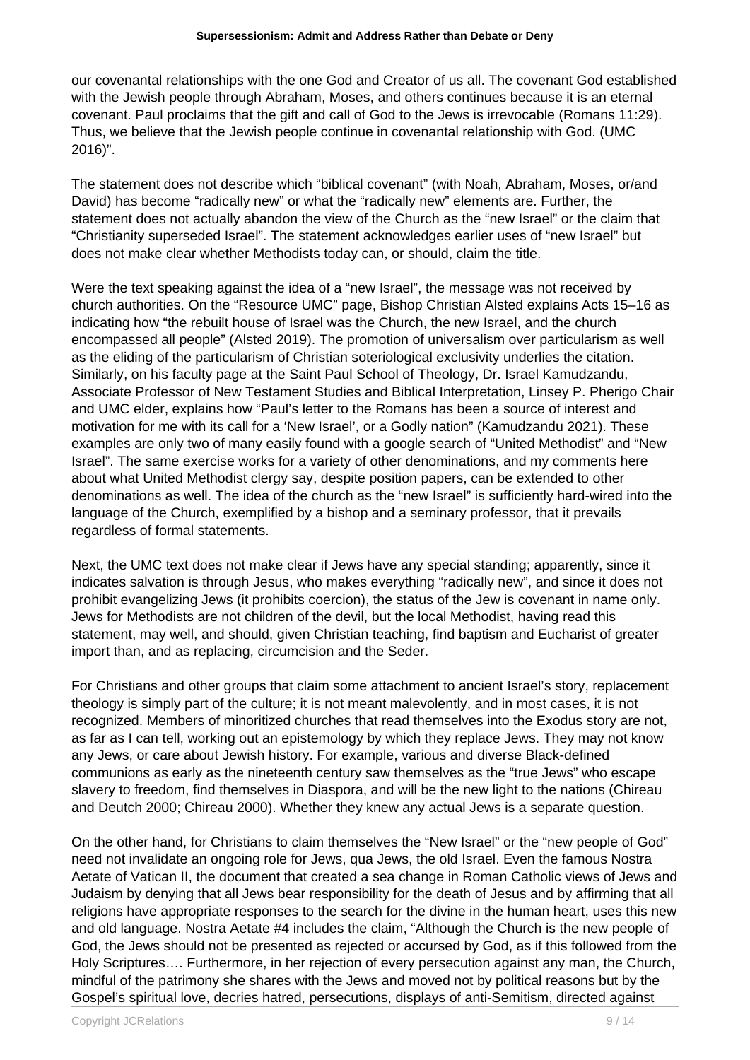our covenantal relationships with the one God and Creator of us all. The covenant God established with the Jewish people through Abraham, Moses, and others continues because it is an eternal covenant. Paul proclaims that the gift and call of God to the Jews is irrevocable (Romans 11:29). Thus, we believe that the Jewish people continue in covenantal relationship with God. (UMC 2016)".

The statement does not describe which "biblical covenant" (with Noah, Abraham, Moses, or/and David) has become "radically new" or what the "radically new" elements are. Further, the statement does not actually abandon the view of the Church as the "new Israel" or the claim that "Christianity superseded Israel". The statement acknowledges earlier uses of "new Israel" but does not make clear whether Methodists today can, or should, claim the title.

Were the text speaking against the idea of a "new Israel", the message was not received by church authorities. On the "Resource UMC" page, Bishop Christian Alsted explains Acts 15–16 as indicating how "the rebuilt house of Israel was the Church, the new Israel, and the church encompassed all people" (Alsted 2019). The promotion of universalism over particularism as well as the eliding of the particularism of Christian soteriological exclusivity underlies the citation. Similarly, on his faculty page at the Saint Paul School of Theology, Dr. Israel Kamudzandu, Associate Professor of New Testament Studies and Biblical Interpretation, Linsey P. Pherigo Chair and UMC elder, explains how "Paul's letter to the Romans has been a source of interest and motivation for me with its call for a 'New Israel', or a Godly nation" (Kamudzandu 2021). These examples are only two of many easily found with a google search of "United Methodist" and "New Israel". The same exercise works for a variety of other denominations, and my comments here about what United Methodist clergy say, despite position papers, can be extended to other denominations as well. The idea of the church as the "new Israel" is sufficiently hard-wired into the language of the Church, exemplified by a bishop and a seminary professor, that it prevails regardless of formal statements.

Next, the UMC text does not make clear if Jews have any special standing; apparently, since it indicates salvation is through Jesus, who makes everything "radically new", and since it does not prohibit evangelizing Jews (it prohibits coercion), the status of the Jew is covenant in name only. Jews for Methodists are not children of the devil, but the local Methodist, having read this statement, may well, and should, given Christian teaching, find baptism and Eucharist of greater import than, and as replacing, circumcision and the Seder.

For Christians and other groups that claim some attachment to ancient Israel's story, replacement theology is simply part of the culture; it is not meant malevolently, and in most cases, it is not recognized. Members of minoritized churches that read themselves into the Exodus story are not, as far as I can tell, working out an epistemology by which they replace Jews. They may not know any Jews, or care about Jewish history. For example, various and diverse Black-defined communions as early as the nineteenth century saw themselves as the "true Jews" who escape slavery to freedom, find themselves in Diaspora, and will be the new light to the nations (Chireau and Deutch 2000; Chireau 2000). Whether they knew any actual Jews is a separate question.

On the other hand, for Christians to claim themselves the "New Israel" or the "new people of God" need not invalidate an ongoing role for Jews, qua Jews, the old Israel. Even the famous Nostra Aetate of Vatican II, the document that created a sea change in Roman Catholic views of Jews and Judaism by denying that all Jews bear responsibility for the death of Jesus and by affirming that all religions have appropriate responses to the search for the divine in the human heart, uses this new and old language. Nostra Aetate #4 includes the claim, "Although the Church is the new people of God, the Jews should not be presented as rejected or accursed by God, as if this followed from the Holy Scriptures…. Furthermore, in her rejection of every persecution against any man, the Church, mindful of the patrimony she shares with the Jews and moved not by political reasons but by the Gospel's spiritual love, decries hatred, persecutions, displays of anti-Semitism, directed against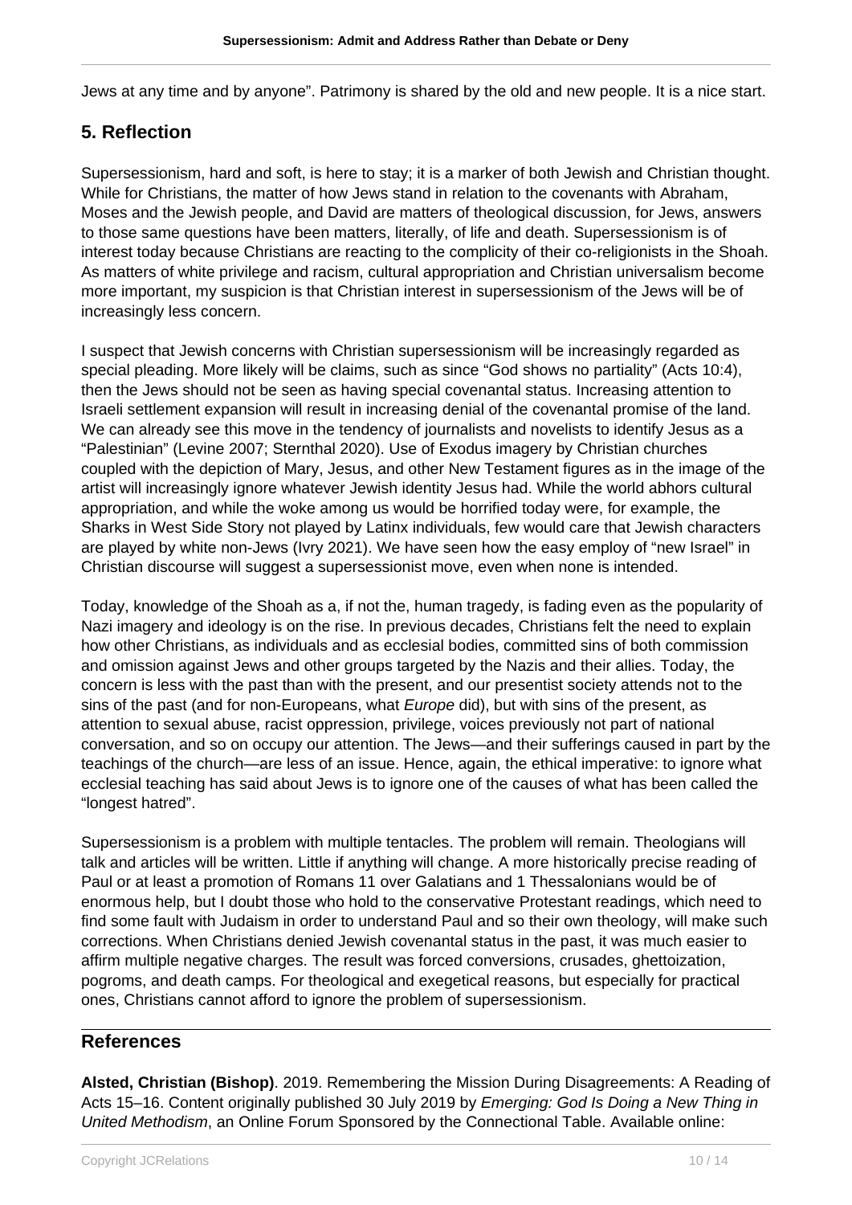Jews at any time and by anyone". Patrimony is shared by the old and new people. It is a nice start.

## 5. Reflection

Supersessionism, hard and soft, is here to stay; it is a marker of both Jewish and Christian thought. While for Christians, the matter of how Jews stand in relation to the covenants with Abraham, Moses and the Jewish people, and David are matters of theological discussion, for Jews, answers to those same questions have been matters, literally, of life and death. Supersessionism is of interest today because Christians are reacting to the complicity of their co-religionists in the Shoah. As matters of white privilege and racism, cultural appropriation and Christian universalism become more important, my suspicion is that Christian interest in supersessionism of the Jews will be of increasingly less concern.

I suspect that Jewish concerns with Christian supersessionism will be increasingly regarded as special pleading. More likely will be claims, such as since "God shows no partiality" (Acts 10:4), then the Jews should not be seen as having special covenantal status. Increasing attention to Israeli settlement expansion will result in increasing denial of the covenantal promise of the land. We can already see this move in the tendency of journalists and novelists to identify Jesus as a "Palestinian" (Levine 2007; Sternthal 2020). Use of Exodus imagery by Christian churches coupled with the depiction of Mary, Jesus, and other New Testament figures as in the image of the artist will increasingly ignore whatever Jewish identity Jesus had. While the world abhors cultural appropriation, and while the woke among us would be horrified today were, for example, the Sharks in West Side Story not played by Latinx individuals, few would care that Jewish characters are played by white non-Jews (Ivry 2021). We have seen how the easy employ of "new Israel" in Christian discourse will suggest a supersessionist move, even when none is intended.

Today, knowledge of the Shoah as a, if not the, human tragedy, is fading even as the popularity of Nazi imagery and ideology is on the rise. In previous decades, Christians felt the need to explain how other Christians, as individuals and as ecclesial bodies, committed sins of both commission and omission against Jews and other groups targeted by the Nazis and their allies. Today, the concern is less with the past than with the present, and our presentist society attends not to the sins of the past (and for non-Europeans, what *Europe* did), but with sins of the present, as attention to sexual abuse, racist oppression, privilege, voices previously not part of national conversation, and so on occupy our attention. The Jews—and their sufferings caused in part by the teachings of the church—are less of an issue. Hence, again, the ethical imperative: to ignore what ecclesial teaching has said about Jews is to ignore one of the causes of what has been called the "longest hatred".

Supersessionism is a problem with multiple tentacles. The problem will remain. Theologians will talk and articles will be written. Little if anything will change. A more historically precise reading of Paul or at least a promotion of Romans 11 over Galatians and 1 Thessalonians would be of enormous help, but I doubt those who hold to the conservative Protestant readings, which need to find some fault with Judaism in order to understand Paul and so their own theology, will make such corrections. When Christians denied Jewish covenantal status in the past, it was much easier to affirm multiple negative charges. The result was forced conversions, crusades, ghettoization, pogroms, and death camps. For theological and exegetical reasons, but especially for practical ones, Christians cannot afford to ignore the problem of supersessionism.

## References

**Alsted, Christian (Bishop)**. 2019. Remembering the Mission During Disagreements: A Reading of Acts 15–16. Content originally published 30 July 2019 by *Emerging: God Is Doing a New Thing in United Methodism*, an Online Forum Sponsored by the Connectional Table. Available online: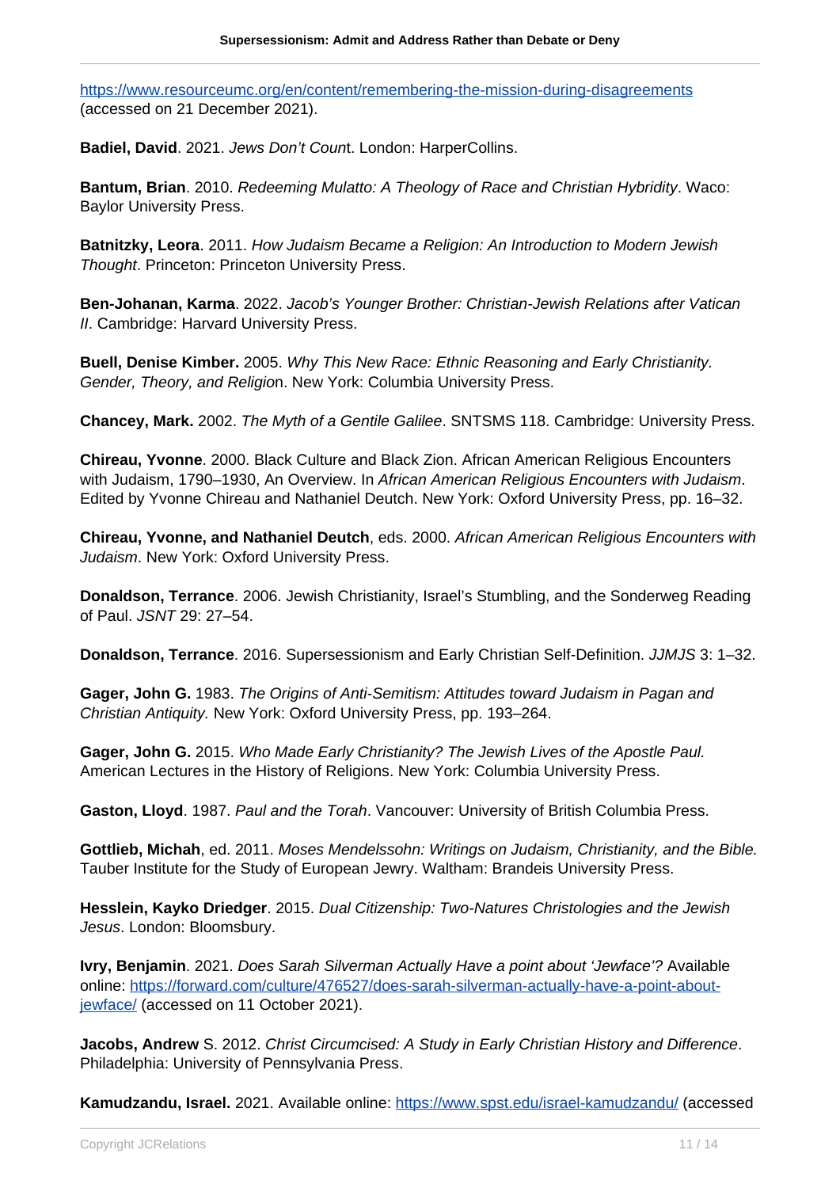https://www.resourceumc.org/en/content/remembering-the-mission-during-disagreements (accessed on 21 December 2021).

**Badiel, David**. 2021. *Jews Don't Coun*t. London: HarperCollins.

**Bantum, Brian**. 2010. *Redeeming Mulatto: A Theology of Race and Christian Hybridity*. Waco: Baylor University Press.

**Batnitzky, Leora**. 2011. *How Judaism Became a Religion: An Introduction to Modern Jewish Thought*. Princeton: Princeton University Press.

**Ben-Johanan, Karma**. 2022. *Jacob's Younger Brother: Christian-Jewish Relations after Vatican II*. Cambridge: Harvard University Press.

**Buell, Denise Kimber.** 2005. *Why This New Race: Ethnic Reasoning and Early Christianity. Gender, Theory, and Religio*n. New York: Columbia University Press.

**Chancey, Mark.** 2002. *The Myth of a Gentile Galilee*. SNTSMS 118. Cambridge: University Press.

**Chireau, Yvonne**. 2000. Black Culture and Black Zion. African American Religious Encounters with Judaism, 1790–1930, An Overview. In *African American Religious Encounters with Judaism*. Edited by Yvonne Chireau and Nathaniel Deutch. New York: Oxford University Press, pp. 16–32.

**Chireau, Yvonne, and Nathaniel Deutch**, eds. 2000. *African American Religious Encounters with Judaism*. New York: Oxford University Press.

**Donaldson, Terrance**. 2006. Jewish Christianity, Israel's Stumbling, and the Sonderweg Reading of Paul. *JSNT* 29: 27–54.

**Donaldson, Terrance**. 2016. Supersessionism and Early Christian Self-Definition. *JJMJS* 3: 1–32.

**Gager, John G.** 1983. *The Origins of Anti-Semitism: Attitudes toward Judaism in Pagan and Christian Antiquity.* New York: Oxford University Press, pp. 193–264.

**Gager, John G.** 2015. *Who Made Early Christianity? The Jewish Lives of the Apostle Paul.* American Lectures in the History of Religions. New York: Columbia University Press.

**Gaston, Lloyd**. 1987. *Paul and the Torah*. Vancouver: University of British Columbia Press.

**Gottlieb, Michah**, ed. 2011. *Moses Mendelssohn: Writings on Judaism, Christianity, and the Bible.* Tauber Institute for the Study of European Jewry. Waltham: Brandeis University Press.

**Hesslein, Kayko Driedger**. 2015. *Dual Citizenship: Two-Natures Christologies and the Jewish Jesus*. London: Bloomsbury.

**Ivry, Benjamin**. 2021. *Does Sarah Silverman Actually Have a point about 'Jewface'?* Available online: https://forward.com/culture/476527/does-sarah-silverman-actually-have-a-point-about-jewface/ (accessed on 11 October 2021).

**Jacobs, Andrew** S. 2012. *Christ Circumcised: A Study in Early Christian History and Difference*. Philadelphia: University of Pennsylvania Press.

**Kamudzandu, Israel.** 2021. Available online: https://www.spst.edu/israel-kamudzandu/ (accessed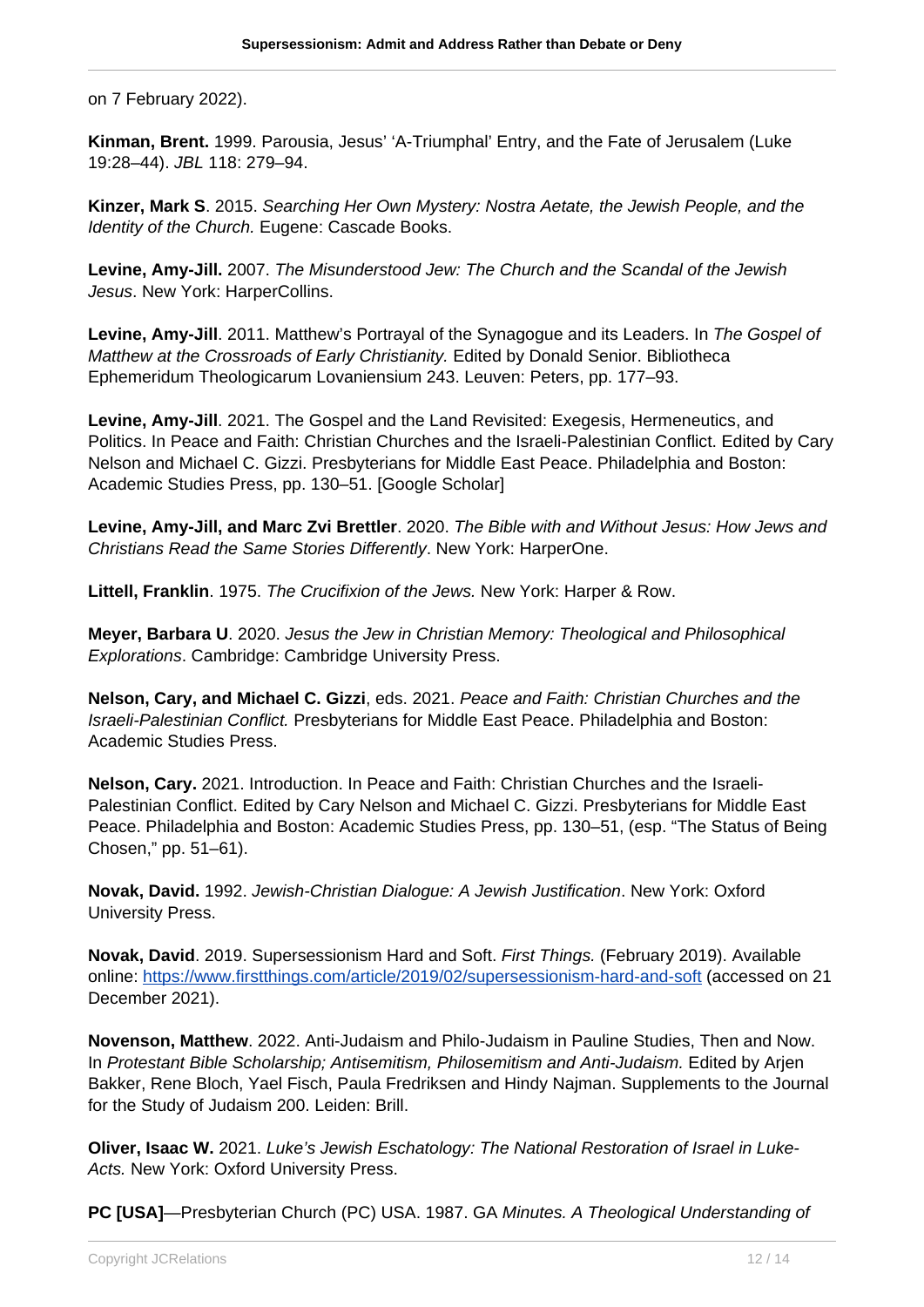on 7 February 2022).

**Kinman, Brent.** 1999. Parousia, Jesus' 'A-Triumphal' Entry, and the Fate of Jerusalem (Luke 19:28–44). *JBL* 118: 279–94.

**Kinzer, Mark S**. 2015. *Searching Her Own Mystery: Nostra Aetate, the Jewish People, and the Identity of the Church.* Eugene: Cascade Books.

**Levine, Amy-Jill.** 2007. *The Misunderstood Jew: The Church and the Scandal of the Jewish Jesus*. New York: HarperCollins.

**Levine, Amy-Jill**. 2011. Matthew's Portrayal of the Synagogue and its Leaders. In *The Gospel of Matthew at the Crossroads of Early Christianity.* Edited by Donald Senior. Bibliotheca Ephemeridum Theologicarum Lovaniensium 243. Leuven: Peters, pp. 177–93.

**Levine, Amy-Jill**. 2021. The Gospel and the Land Revisited: Exegesis, Hermeneutics, and Politics. In Peace and Faith: Christian Churches and the Israeli-Palestinian Conflict. Edited by Cary Nelson and Michael C. Gizzi. Presbyterians for Middle East Peace. Philadelphia and Boston: Academic Studies Press, pp. 130–51. [Google Scholar]

**Levine, Amy-Jill, and Marc Zvi Brettler**. 2020. *The Bible with and Without Jesus: How Jews and Christians Read the Same Stories Differently*. New York: HarperOne.

**Littell, Franklin**. 1975. *The Crucifixion of the Jews.* New York: Harper & Row.

**Meyer, Barbara U**. 2020. *Jesus the Jew in Christian Memory: Theological and Philosophical Explorations*. Cambridge: Cambridge University Press.

**Nelson, Cary, and Michael C. Gizzi**, eds. 2021. *Peace and Faith: Christian Churches and the Israeli-Palestinian Conflict.* Presbyterians for Middle East Peace. Philadelphia and Boston: Academic Studies Press.

**Nelson, Cary.** 2021. Introduction. In Peace and Faith: Christian Churches and the Israeli-Palestinian Conflict. Edited by Cary Nelson and Michael C. Gizzi. Presbyterians for Middle East Peace. Philadelphia and Boston: Academic Studies Press, pp. 130–51, (esp. "The Status of Being Chosen," pp. 51–61).

**Novak, David.** 1992. *Jewish-Christian Dialogue: A Jewish Justification*. New York: Oxford University Press.

**Novak, David**. 2019. Supersessionism Hard and Soft. *First Things.* (February 2019). Available online: https://www.firstthings.com/article/2019/02/supersessionism-hard-and-soft (accessed on 21 December 2021).

**Novenson, Matthew**. 2022. Anti-Judaism and Philo-Judaism in Pauline Studies, Then and Now. In *Protestant Bible Scholarship; Antisemitism, Philosemitism and Anti-Judaism.* Edited by Arjen Bakker, Rene Bloch, Yael Fisch, Paula Fredriksen and Hindy Najman. Supplements to the Journal for the Study of Judaism 200. Leiden: Brill.

**Oliver, Isaac W.** 2021. *Luke's Jewish Eschatology: The National Restoration of Israel in Luke-Acts.* New York: Oxford University Press.

**PC [USA]**—Presbyterian Church (PC) USA. 1987. GA *Minutes. A Theological Understanding of*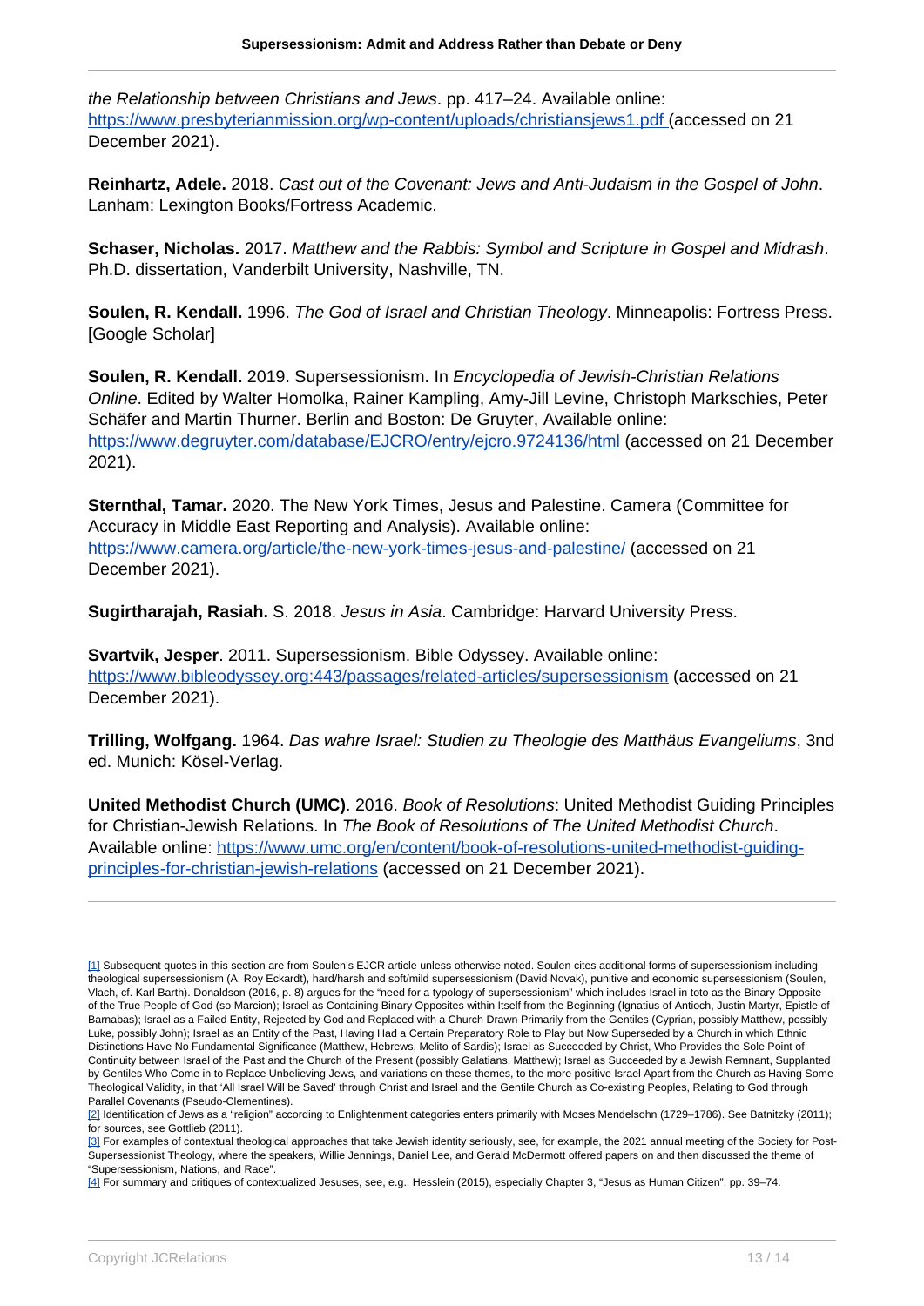*the Relationship between Christians and Jews*. pp. 417–24. Available online: https://www.presbyterianmission.org/wp-content/uploads/christiansjews1.pdf (accessed on 21 December 2021).

**Reinhartz, Adele.** 2018. *Cast out of the Covenant: Jews and Anti-Judaism in the Gospel of John*. Lanham: Lexington Books/Fortress Academic.

**Schaser, Nicholas.** 2017. *Matthew and the Rabbis: Symbol and Scripture in Gospel and Midrash*. Ph.D. dissertation, Vanderbilt University, Nashville, TN.

**Soulen, R. Kendall.** 1996. *The God of Israel and Christian Theology*. Minneapolis: Fortress Press. [Google Scholar]

**Soulen, R. Kendall.** 2019. Supersessionism. In *Encyclopedia of Jewish-Christian Relations Online*. Edited by Walter Homolka, Rainer Kampling, Amy-Jill Levine, Christoph Markschies, Peter Schäfer and Martin Thurner. Berlin and Boston: De Gruyter, Available online: https://www.degruyter.com/database/EJCRO/entry/ejcro.9724136/html (accessed on 21 December 2021).

**Sternthal, Tamar.** 2020. The New York Times, Jesus and Palestine. Camera (Committee for Accuracy in Middle East Reporting and Analysis). Available online: https://www.camera.org/article/the-new-york-times-jesus-and-palestine/ (accessed on 21 December 2021).

**Sugirtharajah, Rasiah.** S. 2018. *Jesus in Asia*. Cambridge: Harvard University Press.

**Svartvik, Jesper**. 2011. Supersessionism. Bible Odyssey. Available online: https://www.bibleodyssey.org:443/passages/related-articles/supersessionism (accessed on 21 December 2021).

**Trilling, Wolfgang.** 1964. *Das wahre Israel: Studien zu Theologie des Matthäus Evangeliums*, 3nd ed. Munich: Kösel-Verlag.

**United Methodist Church (UMC)**. 2016. *Book of Resolutions*: United Methodist Guiding Principles for Christian-Jewish Relations. In *The Book of Resolutions of The United Methodist Church*. Available online: https://www.umc.org/en/content/book-of-resolutions-united-methodist-guiding-principles-for-christian-jewish-relations (accessed on 21 December 2021).

---

[1] Subsequent quotes in this section are from Soulen's EJCR article unless otherwise noted. Soulen cites additional forms of supersessionism including theological supersessionism (A. Roy Eckardt), hard/harsh and soft/mild supersessionism (David Novak), punitive and economic supersessionism (Soulen, Vlach, cf. Karl Barth). Donaldson (2016, p. 8) argues for the "need for a typology of supersessionism" which includes Israel in toto as the Binary Opposite of the True People of God (so Marcion); Israel as Containing Binary Opposites within Itself from the Beginning (Ignatius of Antioch, Justin Martyr, Epistle of Barnabas); Israel as a Failed Entity, Rejected by God and Replaced with a Church Drawn Primarily from the Gentiles (Cyprian, possibly Matthew, possibly Luke, possibly John); Israel as an Entity of the Past, Having Had a Certain Preparatory Role to Play but Now Superseded by a Church in which Ethnic Distinctions Have No Fundamental Significance (Matthew, Hebrews, Melito of Sardis); Israel as Succeeded by Christ, Who Provides the Sole Point of Continuity between Israel of the Past and the Church of the Present (possibly Galatians, Matthew); Israel as Succeeded by a Jewish Remnant, Supplanted by Gentiles Who Come in to Replace Unbelieving Jews, and variations on these themes, to the more positive Israel Apart from the Church as Having Some Theological Validity, in that 'All Israel Will be Saved' through Christ and Israel and the Gentile Church as Co-existing Peoples, Relating to God through Parallel Covenants (Pseudo-Clementines).

[2] Identification of Jews as a "religion" according to Enlightenment categories enters primarily with Moses Mendelsohn (1729–1786). See Batnitzky (2011); for sources, see Gottlieb (2011).

[3] For examples of contextual theological approaches that take Jewish identity seriously, see, for example, the 2021 annual meeting of the Society for Post-Supersessionist Theology, where the speakers, Willie Jennings, Daniel Lee, and Gerald McDermott offered papers on and then discussed the theme of "Supersessionism, Nations, and Race".

[4] For summary and critiques of contextualized Jesuses, see, e.g., Hesslein (2015), especially Chapter 3, "Jesus as Human Citizen", pp. 39–74.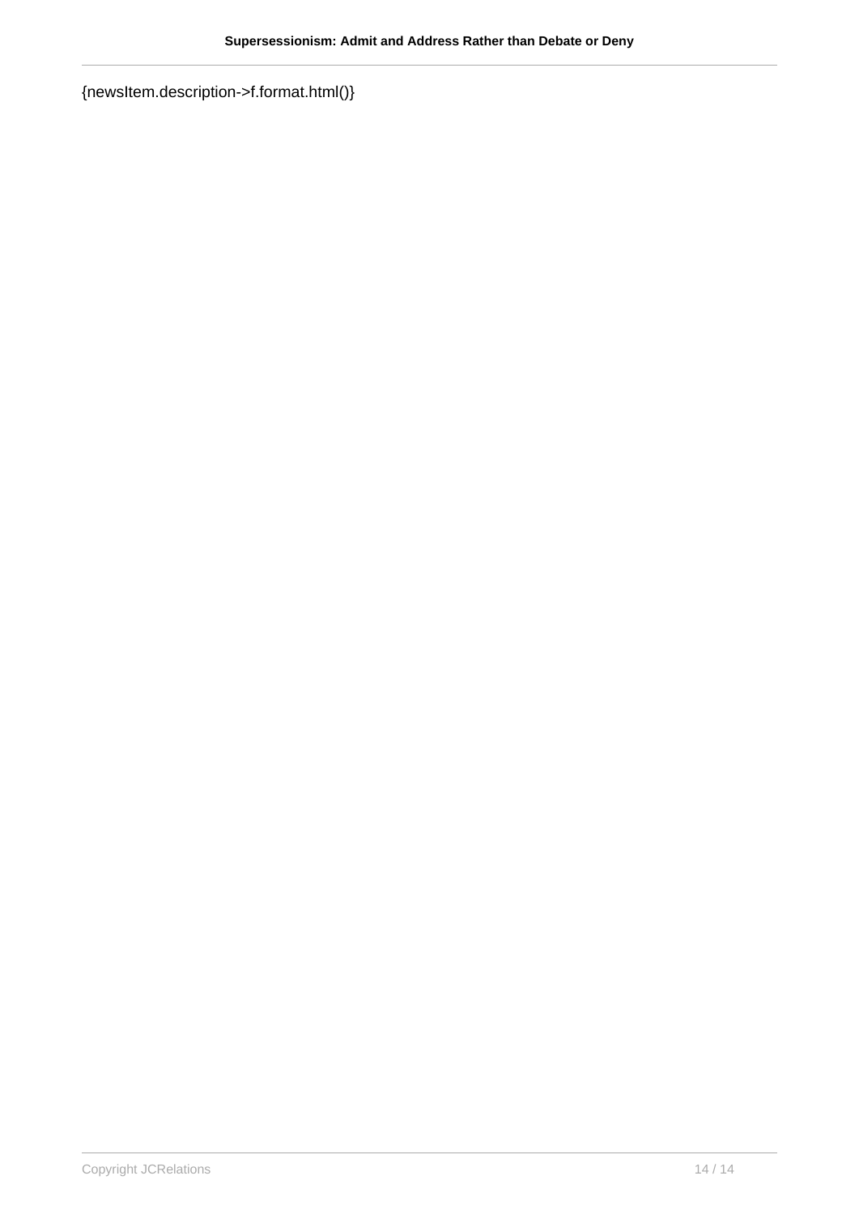{newsItem.description->f.format.html()}